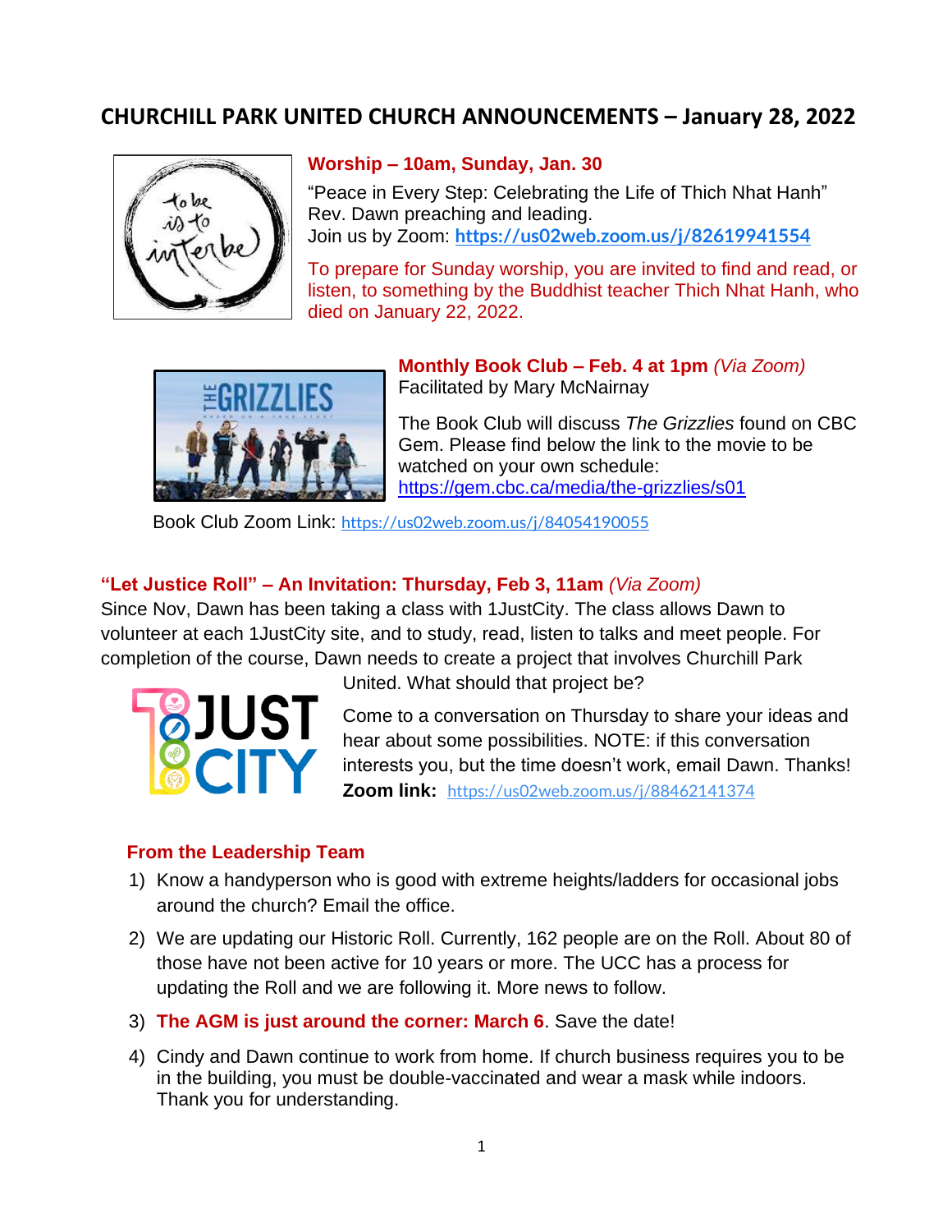# CHURCHILL PARK UNITED CHURCH ANNOUNCEMENTS – January 28, 2022

## Worship – 10am, Sunday, Jan. 30

"Peace in Every Step: Celebrating the Life of Thich Nhat Hanh"
Rev. Dawn preaching and leading.
Join us by Zoom: **https://us02web.zoom.us/j/82619941554**

To prepare for Sunday worship, you are invited to find and read, or listen, to something by the Buddhist teacher Thich Nhat Hanh, who died on January 22, 2022.

## Monthly Book Club – Feb. 4 at 1pm *(Via Zoom)*

Facilitated by Mary McNairnay

The Book Club will discuss *The Grizzlies* found on CBC Gem. Please find below the link to the movie to be watched on your own schedule:
https://gem.cbc.ca/media/the-grizzlies/s01

Book Club Zoom Link: https://us02web.zoom.us/j/84054190055

## "Let Justice Roll" – An Invitation: Thursday, Feb 3, 11am *(Via Zoom)*

Since Nov, Dawn has been taking a class with 1JustCity. The class allows Dawn to volunteer at each 1JustCity site, and to study, read, listen to talks and meet people. For completion of the course, Dawn needs to create a project that involves Churchill Park United. What should that project be?

Come to a conversation on Thursday to share your ideas and hear about some possibilities. NOTE: if this conversation interests you, but the time doesn't work, email Dawn. Thanks!
**Zoom link:** https://us02web.zoom.us/j/88462141374

## From the Leadership Team

1) Know a handyperson who is good with extreme heights/ladders for occasional jobs around the church? Email the office.
2) We are updating our Historic Roll. Currently, 162 people are on the Roll. About 80 of those have not been active for 10 years or more. The UCC has a process for updating the Roll and we are following it. More news to follow.
3) **The AGM is just around the corner: March 6**. Save the date!
4) Cindy and Dawn continue to work from home. If church business requires you to be in the building, you must be double-vaccinated and wear a mask while indoors. Thank you for understanding.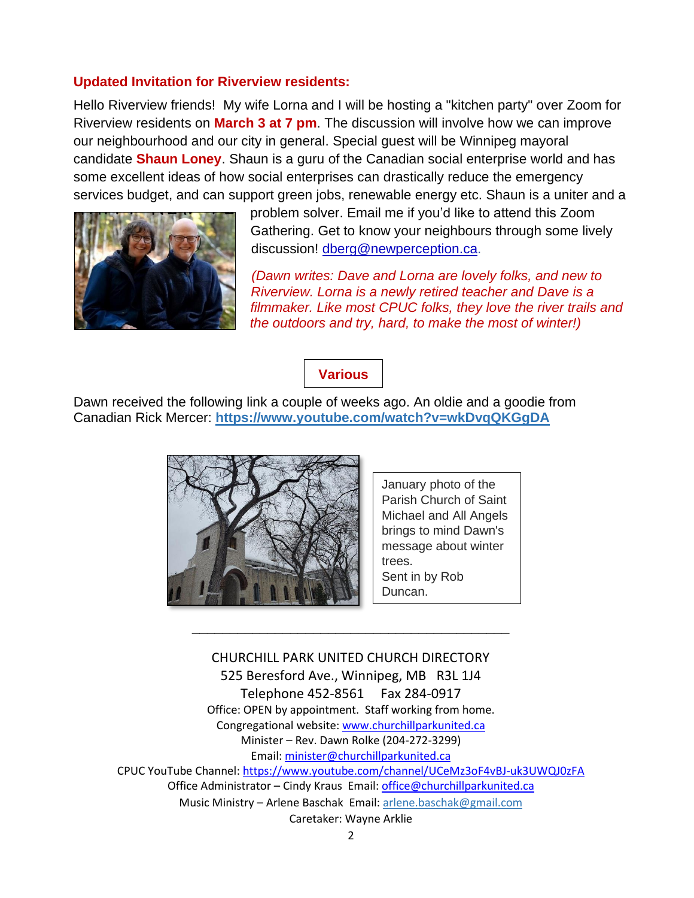### Updated Invitation for Riverview residents:

Hello Riverview friends! My wife Lorna and I will be hosting a "kitchen party" over Zoom for Riverview residents on **March 3 at 7 pm**. The discussion will involve how we can improve our neighbourhood and our city in general. Special guest will be Winnipeg mayoral candidate **Shaun Loney**. Shaun is a guru of the Canadian social enterprise world and has some excellent ideas of how social enterprises can drastically reduce the emergency services budget, and can support green jobs, renewable energy etc. Shaun is a uniter and a problem solver. Email me if you'd like to attend this Zoom Gathering. Get to know your neighbours through some lively discussion! dberg@newperception.ca.

*(Dawn writes: Dave and Lorna are lovely folks, and new to Riverview. Lorna is a newly retired teacher and Dave is a filmmaker. Like most CPUC folks, they love the river trails and the outdoors and try, hard, to make the most of winter!)*

### Various

Dawn received the following link a couple of weeks ago. An oldie and a goodie from Canadian Rick Mercer: **https://www.youtube.com/watch?v=wkDvqQKGgDA**

January photo of the Parish Church of Saint Michael and All Angels brings to mind Dawn's message about winter trees.
Sent in by Rob Duncan.

---

CHURCHILL PARK UNITED CHURCH DIRECTORY
525 Beresford Ave., Winnipeg, MB R3L 1J4
Telephone 452-8561 Fax 284-0917
Office: OPEN by appointment. Staff working from home.
Congregational website: www.churchillparkunited.ca
Minister – Rev. Dawn Rolke (204-272-3299)
Email: minister@churchillparkunited.ca
CPUC YouTube Channel: https://www.youtube.com/channel/UCeMz3oF4vBJ-uk3UWQJ0zFA
Office Administrator – Cindy Kraus Email: office@churchillparkunited.ca
Music Ministry – Arlene Baschak Email: arlene.baschak@gmail.com
Caretaker: Wayne Arklie